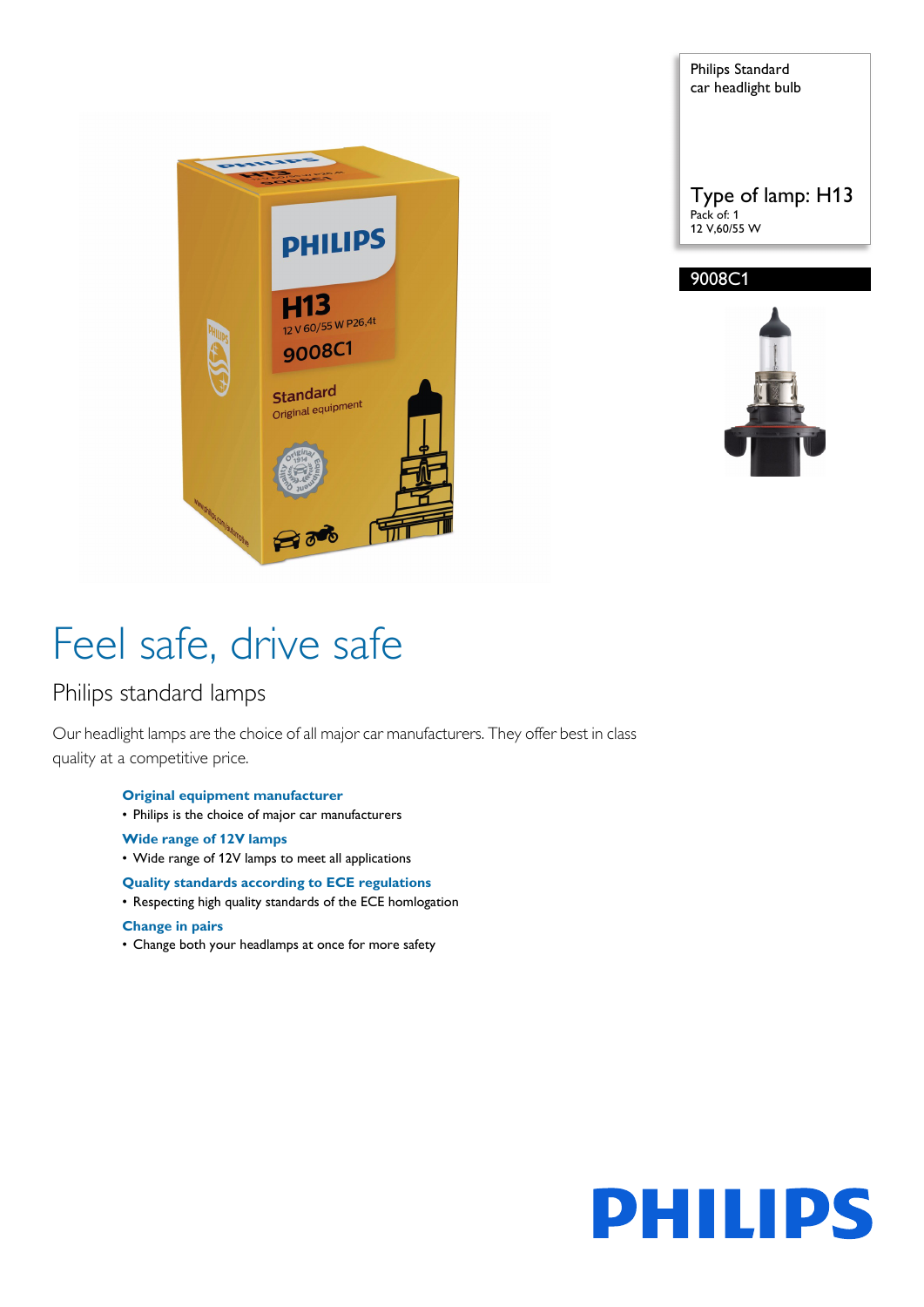Philips Standard
car headlight bulb

Type of lamp: H13
Pack of: 1
12 V,60/55 W

9008C1

# Feel safe, drive safe

## Philips standard lamps

Our headlight lamps are the choice of all major car manufacturers. They offer best in class quality at a competitive price.

**Original equipment manufacturer**

- Philips is the choice of major car manufacturers

**Wide range of 12V lamps**

- Wide range of 12V lamps to meet all applications

**Quality standards according to ECE regulations**

- Respecting high quality standards of the ECE homlogation

**Change in pairs**

- Change both your headlamps at once for more safety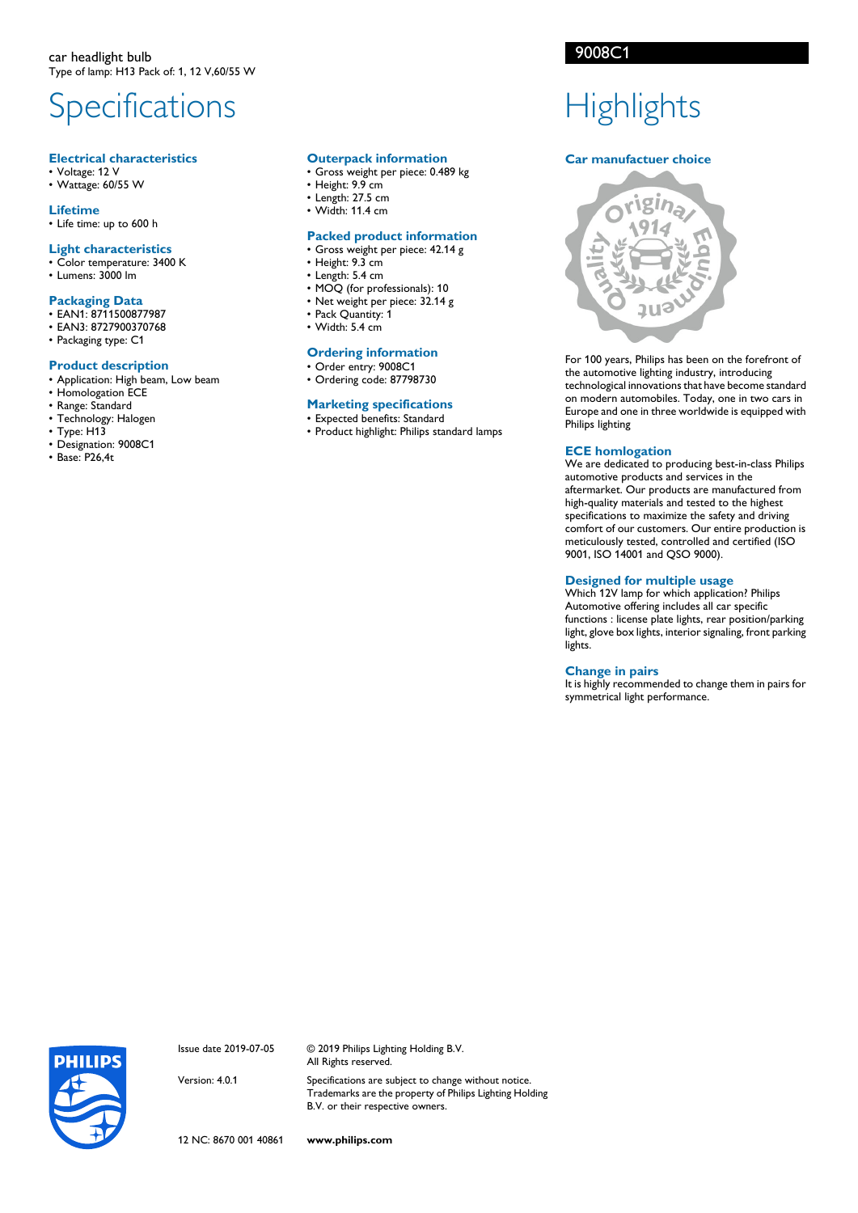car headlight bulb
Type of lamp: H13 Pack of: 1, 12 V,60/55 W

# Specifications

### Electrical characteristics
- Voltage: 12 V
- Wattage: 60/55 W

### Lifetime
- Life time: up to 600 h

### Light characteristics
- Color temperature: 3400 K
- Lumens: 3000 lm

### Packaging Data
- EAN1: 8711500877987
- EAN3: 8727900370768
- Packaging type: C1

### Product description
- Application: High beam, Low beam
- Homologation ECE
- Range: Standard
- Technology: Halogen
- Type: H13
- Designation: 9008C1
- Base: P26,4t

### Outerpack information
- Gross weight per piece: 0.489 kg
- Height: 9.9 cm
- Length: 27.5 cm
- Width: 11.4 cm

### Packed product information
- Gross weight per piece: 42.14 g
- Height: 9.3 cm
- Length: 5.4 cm
- MOQ (for professionals): 10
- Net weight per piece: 32.14 g
- Pack Quantity: 1
- Width: 5.4 cm

### Ordering information
- Order entry: 9008C1
- Ordering code: 87798730

### Marketing specifications
- Expected benefits: Standard
- Product highlight: Philips standard lamps

9008C1

# Highlights

### Car manufactuer choice

For 100 years, Philips has been on the forefront of the automotive lighting industry, introducing technological innovations that have become standard on modern automobiles. Today, one in two cars in Europe and one in three worldwide is equipped with Philips lighting

### ECE homlogation
We are dedicated to producing best-in-class Philips automotive products and services in the aftermarket. Our products are manufactured from high-quality materials and tested to the highest specifications to maximize the safety and driving comfort of our customers. Our entire production is meticulously tested, controlled and certified (ISO 9001, ISO 14001 and QSO 9000).

### Designed for multiple usage
Which 12V lamp for which application? Philips Automotive offering includes all car specific functions : license plate lights, rear position/parking light, glove box lights, interior signaling, front parking lights.

### Change in pairs
It is highly recommended to change them in pairs for symmetrical light performance.

Issue date 2019-07-05

Version: 4.0.1

12 NC: 8670 001 40861

© 2019 Philips Lighting Holding B.V.
All Rights reserved.

Specifications are subject to change without notice. Trademarks are the property of Philips Lighting Holding B.V. or their respective owners.

**www.philips.com**